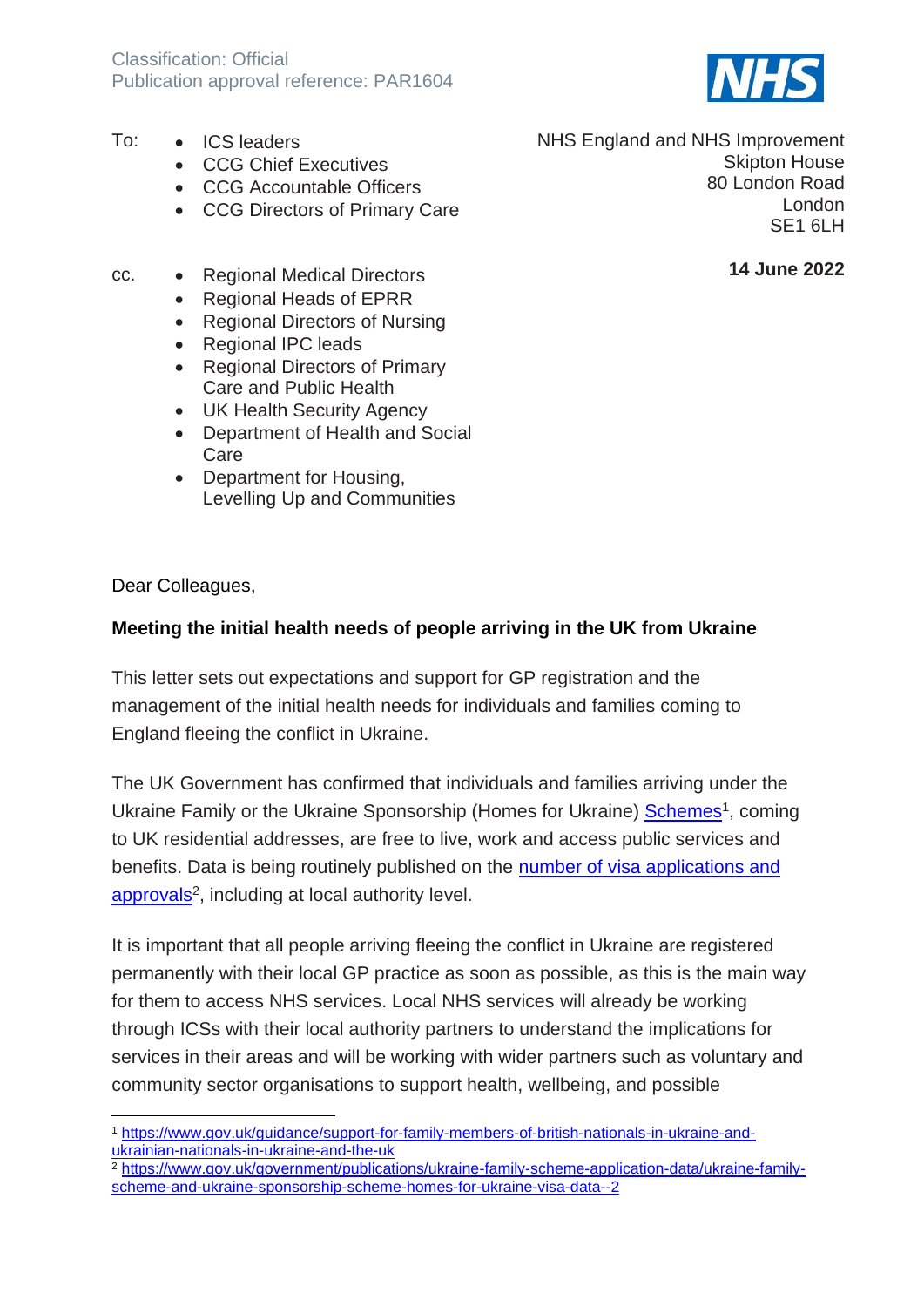Classification: Official
Publication approval reference: PAR1604

To:
- ICS leaders
- CCG Chief Executives
- CCG Accountable Officers
- CCG Directors of Primary Care

NHS England and NHS Improvement
Skipton House
80 London Road
London
SE1 6LH

**14 June 2022**

cc.
- Regional Medical Directors
- Regional Heads of EPRR
- Regional Directors of Nursing
- Regional IPC leads
- Regional Directors of Primary Care and Public Health
- UK Health Security Agency
- Department of Health and Social Care
- Department for Housing, Levelling Up and Communities

Dear Colleagues,

**Meeting the initial health needs of people arriving in the UK from Ukraine**

This letter sets out expectations and support for GP registration and the management of the initial health needs for individuals and families coming to England fleeing the conflict in Ukraine.

The UK Government has confirmed that individuals and families arriving under the Ukraine Family or the Ukraine Sponsorship (Homes for Ukraine) Schemes[1], coming to UK residential addresses, are free to live, work and access public services and benefits. Data is being routinely published on the number of visa applications and approvals[2], including at local authority level.

It is important that all people arriving fleeing the conflict in Ukraine are registered permanently with their local GP practice as soon as possible, as this is the main way for them to access NHS services. Local NHS services will already be working through ICSs with their local authority partners to understand the implications for services in their areas and will be working with wider partners such as voluntary and community sector organisations to support health, wellbeing, and possible

[1] https://www.gov.uk/guidance/support-for-family-members-of-british-nationals-in-ukraine-and-ukrainian-nationals-in-ukraine-and-the-uk

[2] https://www.gov.uk/government/publications/ukraine-family-scheme-application-data/ukraine-family-scheme-and-ukraine-sponsorship-scheme-homes-for-ukraine-visa-data--2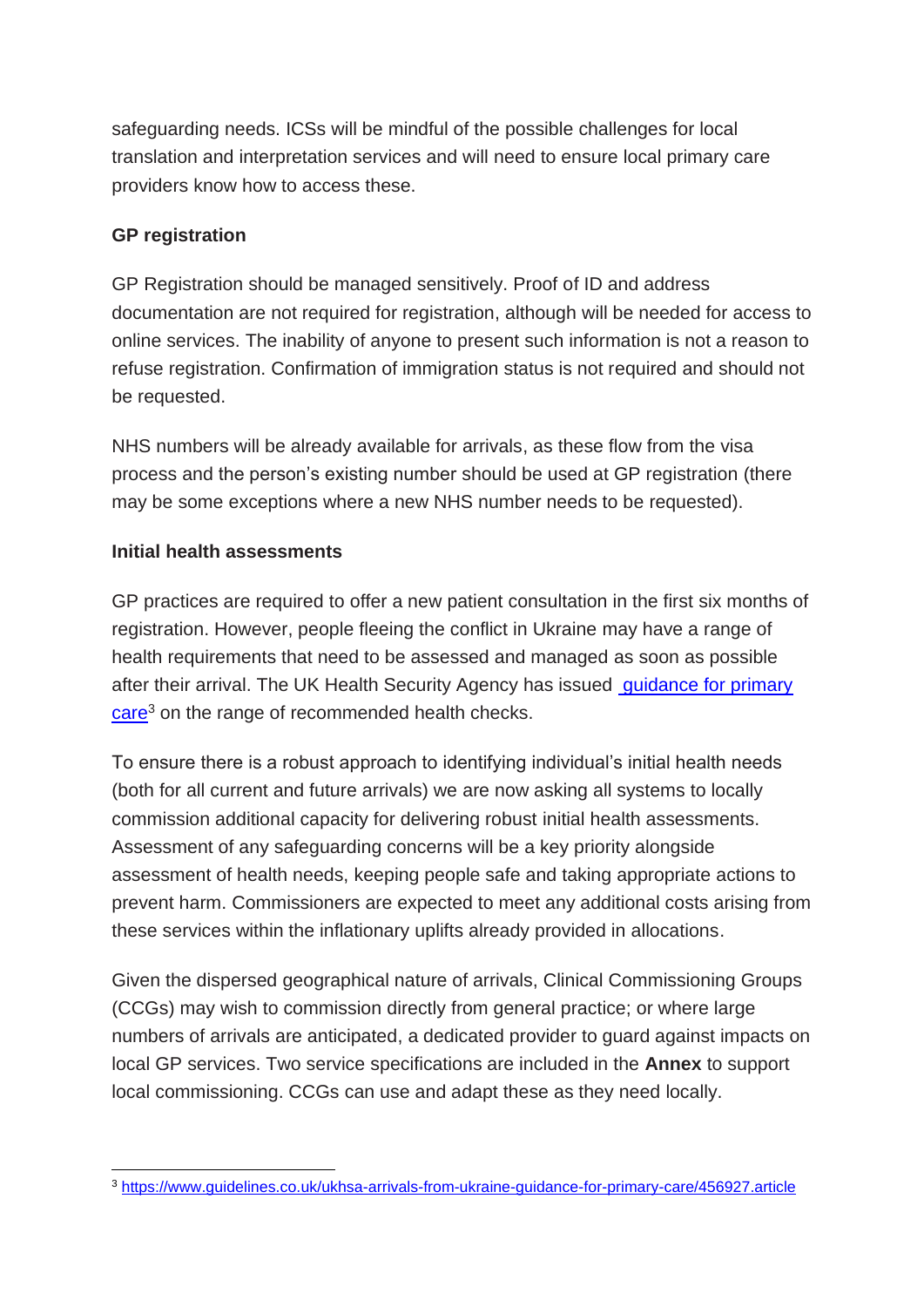safeguarding needs. ICSs will be mindful of the possible challenges for local translation and interpretation services and will need to ensure local primary care providers know how to access these.

**GP registration**

GP Registration should be managed sensitively. Proof of ID and address documentation are not required for registration, although will be needed for access to online services. The inability of anyone to present such information is not a reason to refuse registration. Confirmation of immigration status is not required and should not be requested.

NHS numbers will be already available for arrivals, as these flow from the visa process and the person's existing number should be used at GP registration (there may be some exceptions where a new NHS number needs to be requested).

**Initial health assessments**

GP practices are required to offer a new patient consultation in the first six months of registration. However, people fleeing the conflict in Ukraine may have a range of health requirements that need to be assessed and managed as soon as possible after their arrival. The UK Health Security Agency has issued [guidance for primary care][3] on the range of recommended health checks.

To ensure there is a robust approach to identifying individual's initial health needs (both for all current and future arrivals) we are now asking all systems to locally commission additional capacity for delivering robust initial health assessments. Assessment of any safeguarding concerns will be a key priority alongside assessment of health needs, keeping people safe and taking appropriate actions to prevent harm. Commissioners are expected to meet any additional costs arising from these services within the inflationary uplifts already provided in allocations.

Given the dispersed geographical nature of arrivals, Clinical Commissioning Groups (CCGs) may wish to commission directly from general practice; or where large numbers of arrivals are anticipated, a dedicated provider to guard against impacts on local GP services. Two service specifications are included in the **Annex** to support local commissioning. CCGs can use and adapt these as they need locally.

---

[3] https://www.guidelines.co.uk/ukhsa-arrivals-from-ukraine-guidance-for-primary-care/456927.article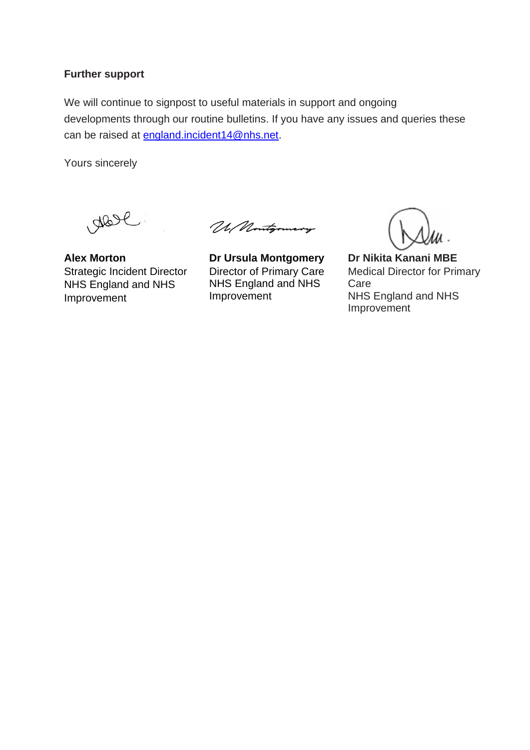**Further support**

We will continue to signpost to useful materials in support and ongoing developments through our routine bulletins. If you have any issues and queries these can be raised at england.incident14@nhs.net.

Yours sincerely

**Alex Morton**
Strategic Incident Director
NHS England and NHS Improvement

**Dr Ursula Montgomery**
Director of Primary Care
NHS England and NHS Improvement

**Dr Nikita Kanani MBE**
Medical Director for Primary Care
NHS England and NHS Improvement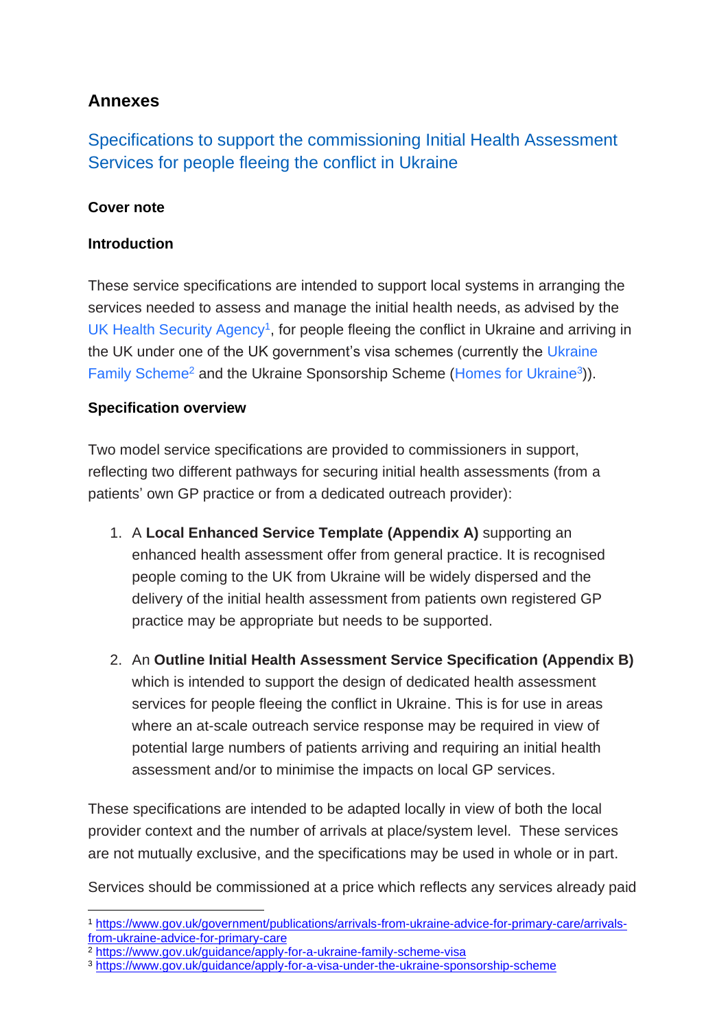## Annexes

### Specifications to support the commissioning Initial Health Assessment Services for people fleeing the conflict in Ukraine

**Cover note**

**Introduction**

These service specifications are intended to support local systems in arranging the services needed to assess and manage the initial health needs, as advised by the UK Health Security Agency[1], for people fleeing the conflict in Ukraine and arriving in the UK under one of the UK government's visa schemes (currently the Ukraine Family Scheme[2] and the Ukraine Sponsorship Scheme (Homes for Ukraine[3])).

**Specification overview**

Two model service specifications are provided to commissioners in support, reflecting two different pathways for securing initial health assessments (from a patients' own GP practice or from a dedicated outreach provider):

1. A **Local Enhanced Service Template (Appendix A)** supporting an enhanced health assessment offer from general practice. It is recognised people coming to the UK from Ukraine will be widely dispersed and the delivery of the initial health assessment from patients own registered GP practice may be appropriate but needs to be supported.

2. An **Outline Initial Health Assessment Service Specification (Appendix B)** which is intended to support the design of dedicated health assessment services for people fleeing the conflict in Ukraine. This is for use in areas where an at-scale outreach service response may be required in view of potential large numbers of patients arriving and requiring an initial health assessment and/or to minimise the impacts on local GP services.

These specifications are intended to be adapted locally in view of both the local provider context and the number of arrivals at place/system level. These services are not mutually exclusive, and the specifications may be used in whole or in part.

Services should be commissioned at a price which reflects any services already paid

---

[1] https://www.gov.uk/government/publications/arrivals-from-ukraine-advice-for-primary-care/arrivals-from-ukraine-advice-for-primary-care

[2] https://www.gov.uk/guidance/apply-for-a-ukraine-family-scheme-visa

[3] https://www.gov.uk/guidance/apply-for-a-visa-under-the-ukraine-sponsorship-scheme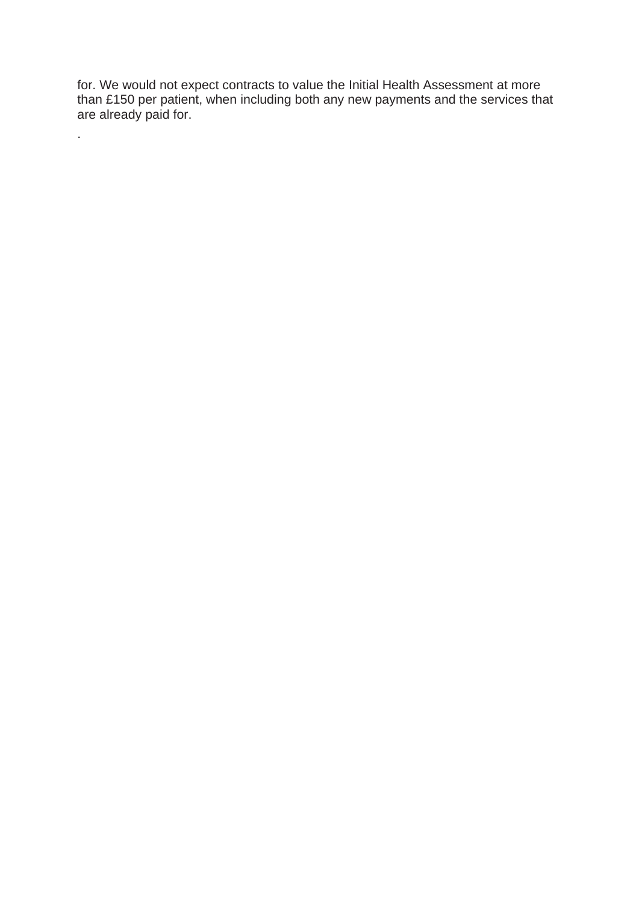for. We would not expect contracts to value the Initial Health Assessment at more than £150 per patient, when including both any new payments and the services that are already paid for.

.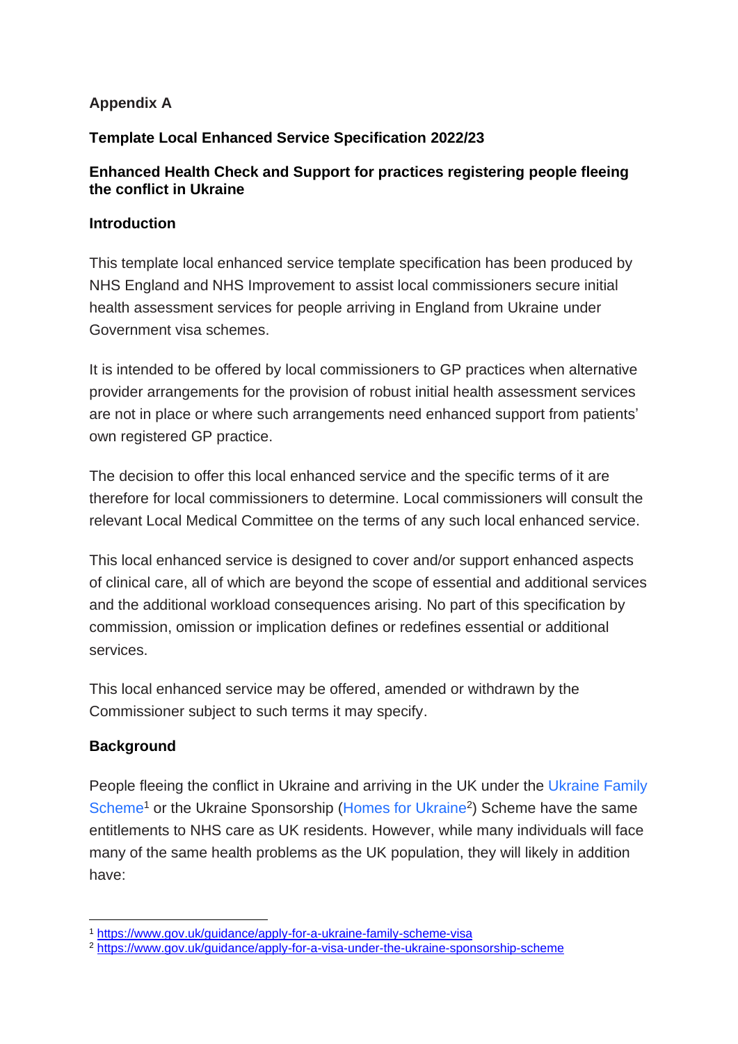**Appendix A**

**Template Local Enhanced Service Specification 2022/23**

**Enhanced Health Check and Support for practices registering people fleeing the conflict in Ukraine**

**Introduction**

This template local enhanced service template specification has been produced by NHS England and NHS Improvement to assist local commissioners secure initial health assessment services for people arriving in England from Ukraine under Government visa schemes.

It is intended to be offered by local commissioners to GP practices when alternative provider arrangements for the provision of robust initial health assessment services are not in place or where such arrangements need enhanced support from patients' own registered GP practice.

The decision to offer this local enhanced service and the specific terms of it are therefore for local commissioners to determine. Local commissioners will consult the relevant Local Medical Committee on the terms of any such local enhanced service.

This local enhanced service is designed to cover and/or support enhanced aspects of clinical care, all of which are beyond the scope of essential and additional services and the additional workload consequences arising. No part of this specification by commission, omission or implication defines or redefines essential or additional services.

This local enhanced service may be offered, amended or withdrawn by the Commissioner subject to such terms it may specify.

**Background**

People fleeing the conflict in Ukraine and arriving in the UK under the Ukraine Family Scheme[1] or the Ukraine Sponsorship (Homes for Ukraine[2]) Scheme have the same entitlements to NHS care as UK residents. However, while many individuals will face many of the same health problems as the UK population, they will likely in addition have:

[1] https://www.gov.uk/guidance/apply-for-a-ukraine-family-scheme-visa

[2] https://www.gov.uk/guidance/apply-for-a-visa-under-the-ukraine-sponsorship-scheme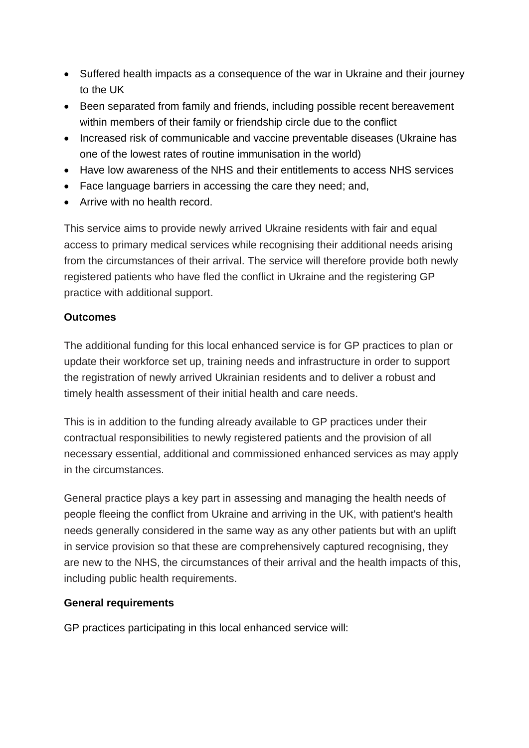- Suffered health impacts as a consequence of the war in Ukraine and their journey to the UK
- Been separated from family and friends, including possible recent bereavement within members of their family or friendship circle due to the conflict
- Increased risk of communicable and vaccine preventable diseases (Ukraine has one of the lowest rates of routine immunisation in the world)
- Have low awareness of the NHS and their entitlements to access NHS services
- Face language barriers in accessing the care they need; and,
- Arrive with no health record.

This service aims to provide newly arrived Ukraine residents with fair and equal access to primary medical services while recognising their additional needs arising from the circumstances of their arrival. The service will therefore provide both newly registered patients who have fled the conflict in Ukraine and the registering GP practice with additional support.

**Outcomes**

The additional funding for this local enhanced service is for GP practices to plan or update their workforce set up, training needs and infrastructure in order to support the registration of newly arrived Ukrainian residents and to deliver a robust and timely health assessment of their initial health and care needs.

This is in addition to the funding already available to GP practices under their contractual responsibilities to newly registered patients and the provision of all necessary essential, additional and commissioned enhanced services as may apply in the circumstances.

General practice plays a key part in assessing and managing the health needs of people fleeing the conflict from Ukraine and arriving in the UK, with patient's health needs generally considered in the same way as any other patients but with an uplift in service provision so that these are comprehensively captured recognising, they are new to the NHS, the circumstances of their arrival and the health impacts of this, including public health requirements.

**General requirements**

GP practices participating in this local enhanced service will: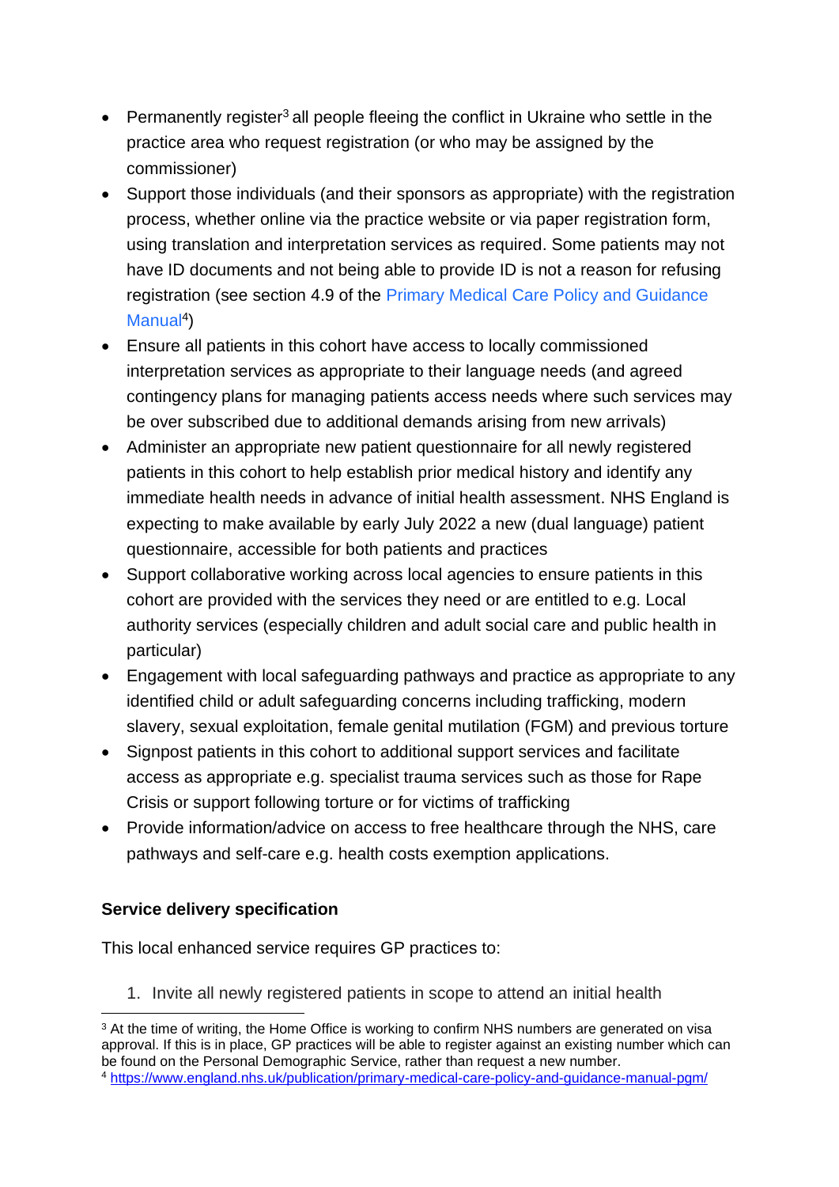- Permanently register[3] all people fleeing the conflict in Ukraine who settle in the practice area who request registration (or who may be assigned by the commissioner)
- Support those individuals (and their sponsors as appropriate) with the registration process, whether online via the practice website or via paper registration form, using translation and interpretation services as required. Some patients may not have ID documents and not being able to provide ID is not a reason for refusing registration (see section 4.9 of the Primary Medical Care Policy and Guidance Manual[4])
- Ensure all patients in this cohort have access to locally commissioned interpretation services as appropriate to their language needs (and agreed contingency plans for managing patients access needs where such services may be over subscribed due to additional demands arising from new arrivals)
- Administer an appropriate new patient questionnaire for all newly registered patients in this cohort to help establish prior medical history and identify any immediate health needs in advance of initial health assessment. NHS England is expecting to make available by early July 2022 a new (dual language) patient questionnaire, accessible for both patients and practices
- Support collaborative working across local agencies to ensure patients in this cohort are provided with the services they need or are entitled to e.g. Local authority services (especially children and adult social care and public health in particular)
- Engagement with local safeguarding pathways and practice as appropriate to any identified child or adult safeguarding concerns including trafficking, modern slavery, sexual exploitation, female genital mutilation (FGM) and previous torture
- Signpost patients in this cohort to additional support services and facilitate access as appropriate e.g. specialist trauma services such as those for Rape Crisis or support following torture or for victims of trafficking
- Provide information/advice on access to free healthcare through the NHS, care pathways and self-care e.g. health costs exemption applications.

**Service delivery specification**

This local enhanced service requires GP practices to:

1. Invite all newly registered patients in scope to attend an initial health

---

[3] At the time of writing, the Home Office is working to confirm NHS numbers are generated on visa approval. If this is in place, GP practices will be able to register against an existing number which can be found on the Personal Demographic Service, rather than request a new number.

[4] https://www.england.nhs.uk/publication/primary-medical-care-policy-and-guidance-manual-pgm/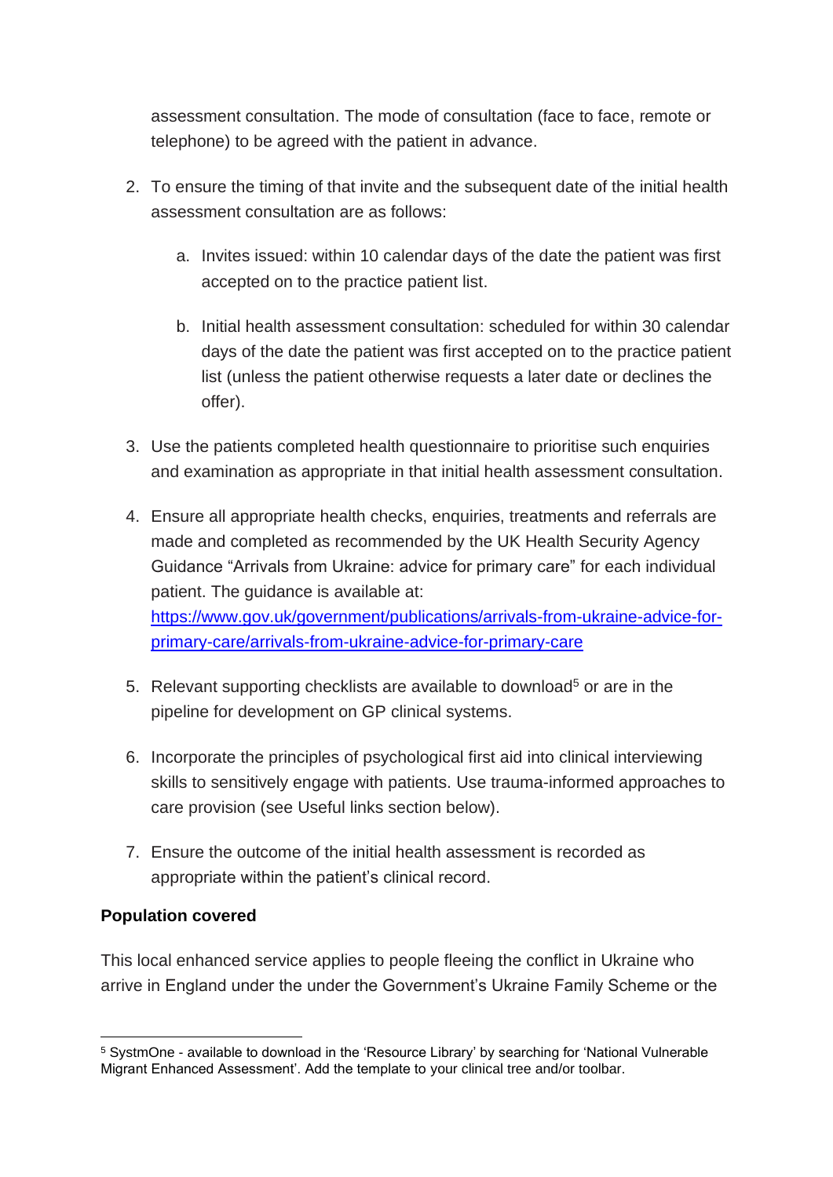assessment consultation. The mode of consultation (face to face, remote or telephone) to be agreed with the patient in advance.

2. To ensure the timing of that invite and the subsequent date of the initial health assessment consultation are as follows:

    a. Invites issued: within 10 calendar days of the date the patient was first accepted on to the practice patient list.

    b. Initial health assessment consultation: scheduled for within 30 calendar days of the date the patient was first accepted on to the practice patient list (unless the patient otherwise requests a later date or declines the offer).

3. Use the patients completed health questionnaire to prioritise such enquiries and examination as appropriate in that initial health assessment consultation.

4. Ensure all appropriate health checks, enquiries, treatments and referrals are made and completed as recommended by the UK Health Security Agency Guidance "Arrivals from Ukraine: advice for primary care" for each individual patient. The guidance is available at: [https://www.gov.uk/government/publications/arrivals-from-ukraine-advice-for-primary-care/arrivals-from-ukraine-advice-for-primary-care](https://www.gov.uk/government/publications/arrivals-from-ukraine-advice-for-primary-care/arrivals-from-ukraine-advice-for-primary-care)

5. Relevant supporting checklists are available to download[5] or are in the pipeline for development on GP clinical systems.

6. Incorporate the principles of psychological first aid into clinical interviewing skills to sensitively engage with patients. Use trauma-informed approaches to care provision (see Useful links section below).

7. Ensure the outcome of the initial health assessment is recorded as appropriate within the patient's clinical record.

**Population covered**

This local enhanced service applies to people fleeing the conflict in Ukraine who arrive in England under the under the Government's Ukraine Family Scheme or the

---

[5] SystmOne - available to download in the 'Resource Library' by searching for 'National Vulnerable Migrant Enhanced Assessment'. Add the template to your clinical tree and/or toolbar.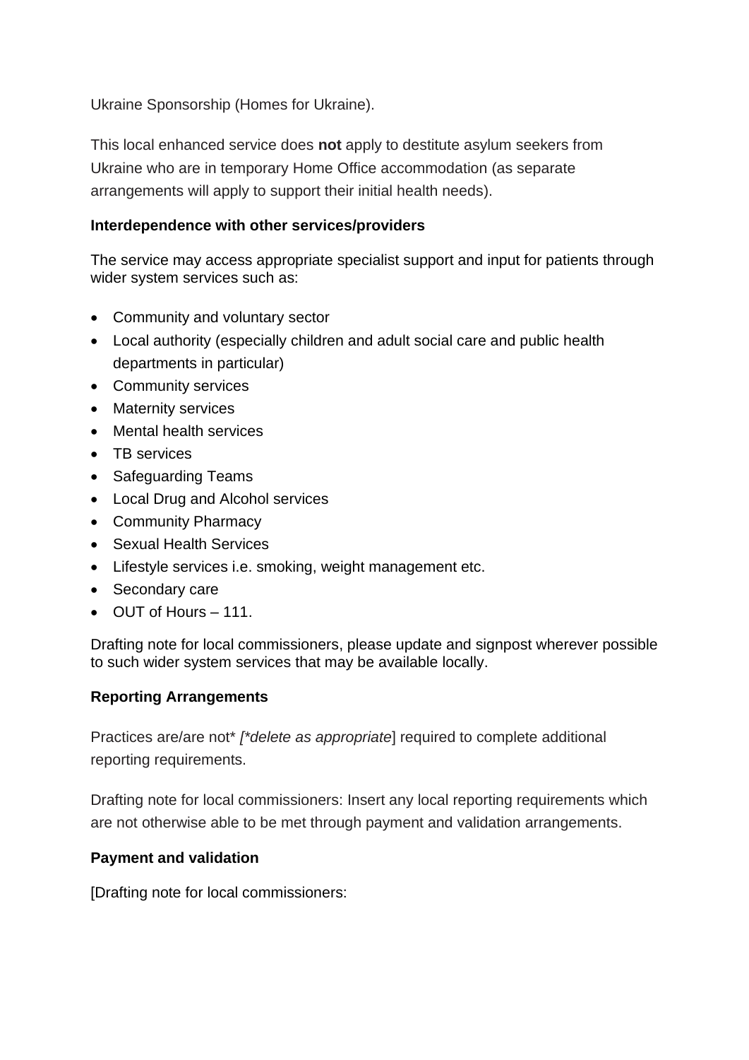Ukraine Sponsorship (Homes for Ukraine).

This local enhanced service does **not** apply to destitute asylum seekers from Ukraine who are in temporary Home Office accommodation (as separate arrangements will apply to support their initial health needs).

**Interdependence with other services/providers**

The service may access appropriate specialist support and input for patients through wider system services such as:

- Community and voluntary sector
- Local authority (especially children and adult social care and public health departments in particular)
- Community services
- Maternity services
- Mental health services
- TB services
- Safeguarding Teams
- Local Drug and Alcohol services
- Community Pharmacy
- Sexual Health Services
- Lifestyle services i.e. smoking, weight management etc.
- Secondary care
- OUT of Hours – 111.

Drafting note for local commissioners, please update and signpost wherever possible to such wider system services that may be available locally.

**Reporting Arrangements**

Practices are/are not* *[*delete as appropriate*] required to complete additional reporting requirements.

Drafting note for local commissioners: Insert any local reporting requirements which are not otherwise able to be met through payment and validation arrangements.

**Payment and validation**

[Drafting note for local commissioners: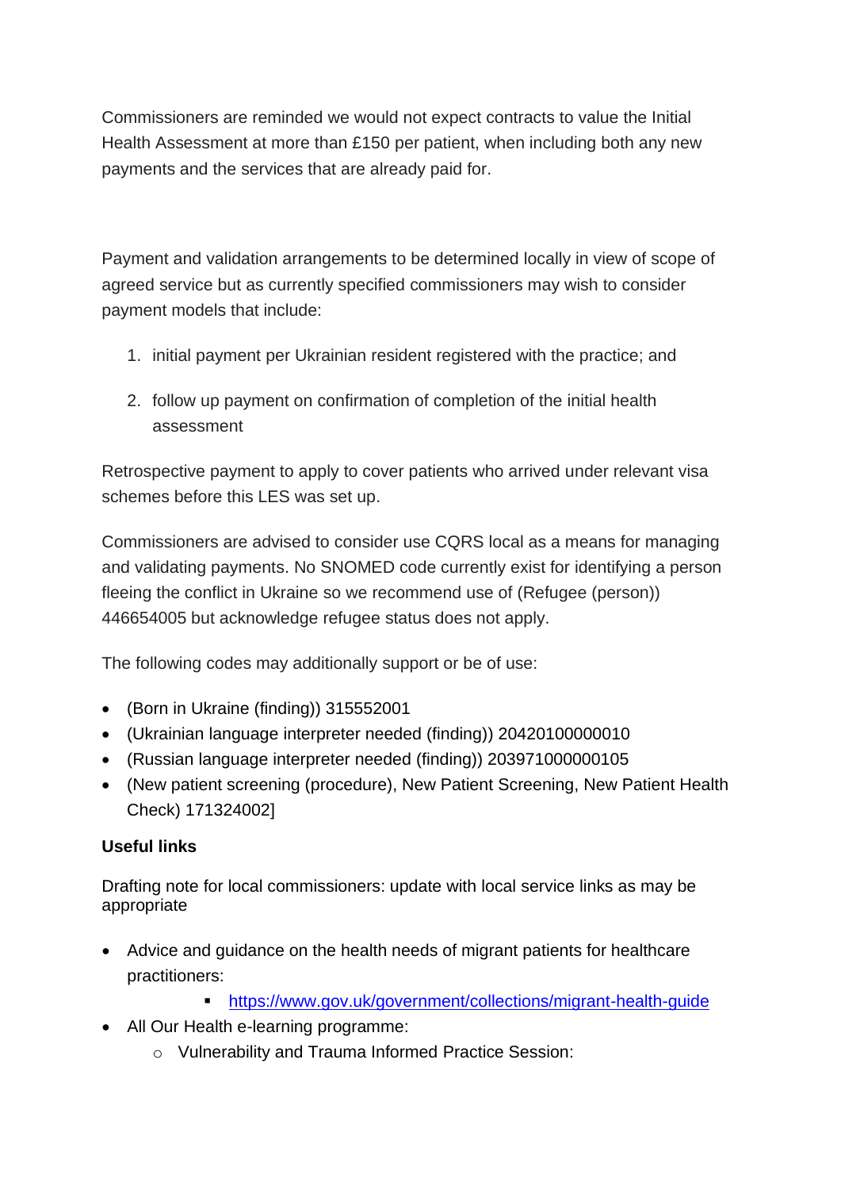Commissioners are reminded we would not expect contracts to value the Initial Health Assessment at more than £150 per patient, when including both any new payments and the services that are already paid for.

Payment and validation arrangements to be determined locally in view of scope of agreed service but as currently specified commissioners may wish to consider payment models that include:

1. initial payment per Ukrainian resident registered with the practice; and
2. follow up payment on confirmation of completion of the initial health assessment

Retrospective payment to apply to cover patients who arrived under relevant visa schemes before this LES was set up.

Commissioners are advised to consider use CQRS local as a means for managing and validating payments. No SNOMED code currently exist for identifying a person fleeing the conflict in Ukraine so we recommend use of (Refugee (person)) 446654005 but acknowledge refugee status does not apply.

The following codes may additionally support or be of use:

- (Born in Ukraine (finding)) 315552001
- (Ukrainian language interpreter needed (finding)) 20420100000010
- (Russian language interpreter needed (finding)) 203971000000105
- (New patient screening (procedure), New Patient Screening, New Patient Health Check) 171324002]

**Useful links**

Drafting note for local commissioners: update with local service links as may be appropriate

- Advice and guidance on the health needs of migrant patients for healthcare practitioners:
    - https://www.gov.uk/government/collections/migrant-health-guide
- All Our Health e-learning programme:
    - Vulnerability and Trauma Informed Practice Session: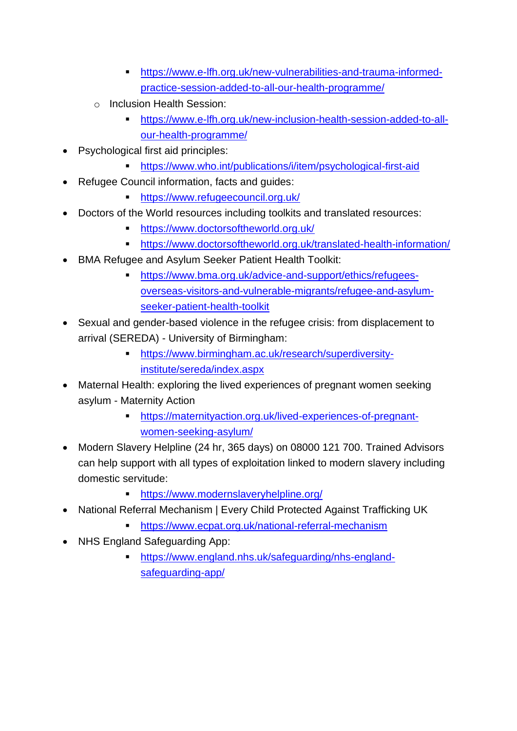- https://www.e-lfh.org.uk/new-vulnerabilities-and-trauma-informed-practice-session-added-to-all-our-health-programme/
    - Inclusion Health Session:
        - https://www.e-lfh.org.uk/new-inclusion-health-session-added-to-all-our-health-programme/
- Psychological first aid principles:
    - https://www.who.int/publications/i/item/psychological-first-aid
- Refugee Council information, facts and guides:
    - https://www.refugeecouncil.org.uk/
- Doctors of the World resources including toolkits and translated resources:
    - https://www.doctorsoftheworld.org.uk/
    - https://www.doctorsoftheworld.org.uk/translated-health-information/
- BMA Refugee and Asylum Seeker Patient Health Toolkit:
    - https://www.bma.org.uk/advice-and-support/ethics/refugees-overseas-visitors-and-vulnerable-migrants/refugee-and-asylum-seeker-patient-health-toolkit
- Sexual and gender-based violence in the refugee crisis: from displacement to arrival (SEREDA) - University of Birmingham:
    - https://www.birmingham.ac.uk/research/superdiversity-institute/sereda/index.aspx
- Maternal Health: exploring the lived experiences of pregnant women seeking asylum - Maternity Action
    - https://maternityaction.org.uk/lived-experiences-of-pregnant-women-seeking-asylum/
- Modern Slavery Helpline (24 hr, 365 days) on 08000 121 700. Trained Advisors can help support with all types of exploitation linked to modern slavery including domestic servitude:
    - https://www.modernslaveryhelpline.org/
- National Referral Mechanism | Every Child Protected Against Trafficking UK
    - https://www.ecpat.org.uk/national-referral-mechanism
- NHS England Safeguarding App:
    - https://www.england.nhs.uk/safeguarding/nhs-england-safeguarding-app/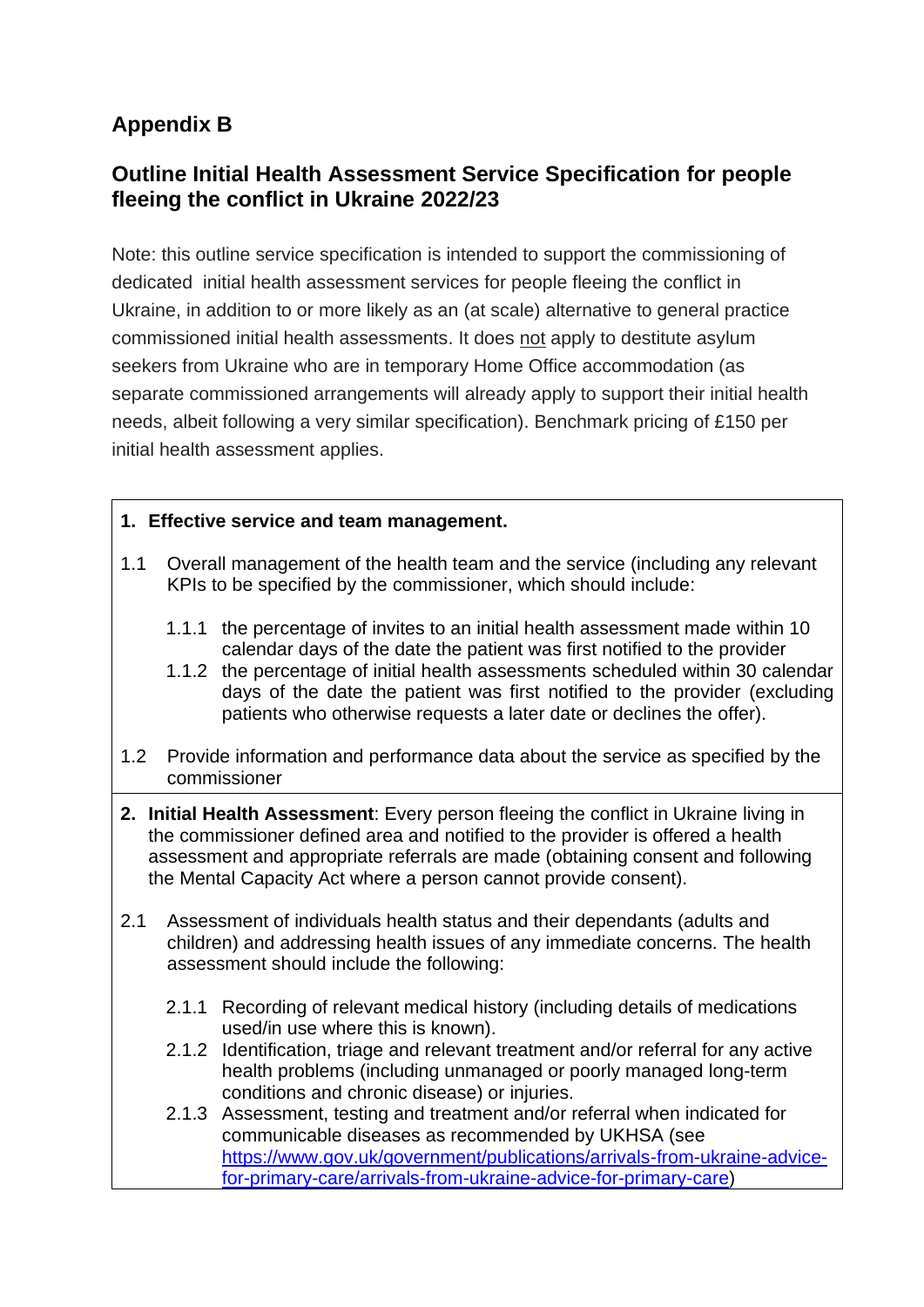## Appendix B

## Outline Initial Health Assessment Service Specification for people fleeing the conflict in Ukraine 2022/23

Note: this outline service specification is intended to support the commissioning of dedicated initial health assessment services for people fleeing the conflict in Ukraine, in addition to or more likely as an (at scale) alternative to general practice commissioned initial health assessments. It does <u>not</u> apply to destitute asylum seekers from Ukraine who are in temporary Home Office accommodation (as separate commissioned arrangements will already apply to support their initial health needs, albeit following a very similar specification). Benchmark pricing of £150 per initial health assessment applies.

**1. Effective service and team management.**

1.1 Overall management of the health team and the service (including any relevant KPIs to be specified by the commissioner, which should include:

- 1.1.1 the percentage of invites to an initial health assessment made within 10 calendar days of the date the patient was first notified to the provider
- 1.1.2 the percentage of initial health assessments scheduled within 30 calendar days of the date the patient was first notified to the provider (excluding patients who otherwise requests a later date or declines the offer).

1.2 Provide information and performance data about the service as specified by the commissioner

**2. Initial Health Assessment**: Every person fleeing the conflict in Ukraine living in the commissioner defined area and notified to the provider is offered a health assessment and appropriate referrals are made (obtaining consent and following the Mental Capacity Act where a person cannot provide consent).

2.1 Assessment of individuals health status and their dependants (adults and children) and addressing health issues of any immediate concerns. The health assessment should include the following:

- 2.1.1 Recording of relevant medical history (including details of medications used/in use where this is known).
- 2.1.2 Identification, triage and relevant treatment and/or referral for any active health problems (including unmanaged or poorly managed long-term conditions and chronic disease) or injuries.
- 2.1.3 Assessment, testing and treatment and/or referral when indicated for communicable diseases as recommended by UKHSA (see [https://www.gov.uk/government/publications/arrivals-from-ukraine-advice-for-primary-care/arrivals-from-ukraine-advice-for-primary-care](https://www.gov.uk/government/publications/arrivals-from-ukraine-advice-for-primary-care/arrivals-from-ukraine-advice-for-primary-care))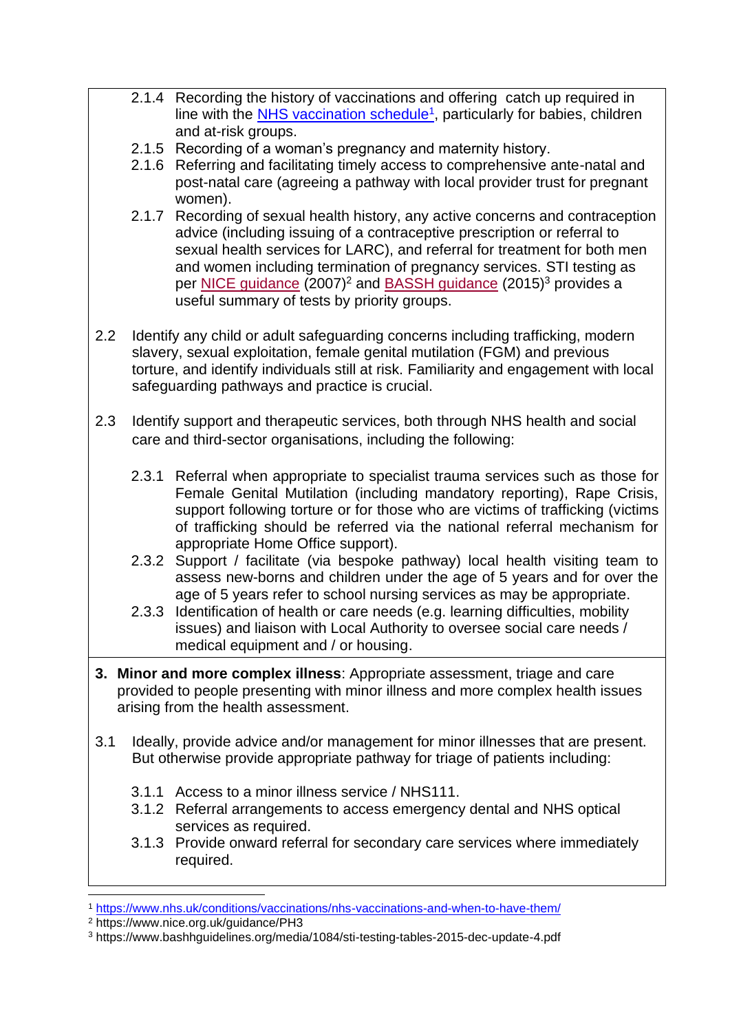2.1.4 Recording the history of vaccinations and offering catch up required in line with the [NHS vaccination schedule](https://www.nhs.uk/conditions/vaccinations/nhs-vaccinations-and-when-to-have-them/)[1], particularly for babies, children and at-risk groups.

2.1.5 Recording of a woman's pregnancy and maternity history.

2.1.6 Referring and facilitating timely access to comprehensive ante-natal and post-natal care (agreeing a pathway with local provider trust for pregnant women).

2.1.7 Recording of sexual health history, any active concerns and contraception advice (including issuing of a contraceptive prescription or referral to sexual health services for LARC), and referral for treatment for both men and women including termination of pregnancy services. STI testing as per [NICE guidance](https://www.nice.org.uk/guidance/PH3) (2007)[2] and [BASSH guidance](https://www.bashhguidelines.org/media/1084/sti-testing-tables-2015-dec-update-4.pdf) (2015)[3] provides a useful summary of tests by priority groups.

2.2 Identify any child or adult safeguarding concerns including trafficking, modern slavery, sexual exploitation, female genital mutilation (FGM) and previous torture, and identify individuals still at risk. Familiarity and engagement with local safeguarding pathways and practice is crucial.

2.3 Identify support and therapeutic services, both through NHS health and social care and third-sector organisations, including the following:

2.3.1 Referral when appropriate to specialist trauma services such as those for Female Genital Mutilation (including mandatory reporting), Rape Crisis, support following torture or for those who are victims of trafficking (victims of trafficking should be referred via the national referral mechanism for appropriate Home Office support).

2.3.2 Support / facilitate (via bespoke pathway) local health visiting team to assess new-borns and children under the age of 5 years and for over the age of 5 years refer to school nursing services as may be appropriate.

2.3.3 Identification of health or care needs (e.g. learning difficulties, mobility issues) and liaison with Local Authority to oversee social care needs / medical equipment and / or housing.

**3. Minor and more complex illness**: Appropriate assessment, triage and care provided to people presenting with minor illness and more complex health issues arising from the health assessment.

3.1 Ideally, provide advice and/or management for minor illnesses that are present. But otherwise provide appropriate pathway for triage of patients including:

3.1.1 Access to a minor illness service / NHS111.

3.1.2 Referral arrangements to access emergency dental and NHS optical services as required.

3.1.3 Provide onward referral for secondary care services where immediately required.

---

[1] https://www.nhs.uk/conditions/vaccinations/nhs-vaccinations-and-when-to-have-them/

[2] https://www.nice.org.uk/guidance/PH3

[3] https://www.bashhguidelines.org/media/1084/sti-testing-tables-2015-dec-update-4.pdf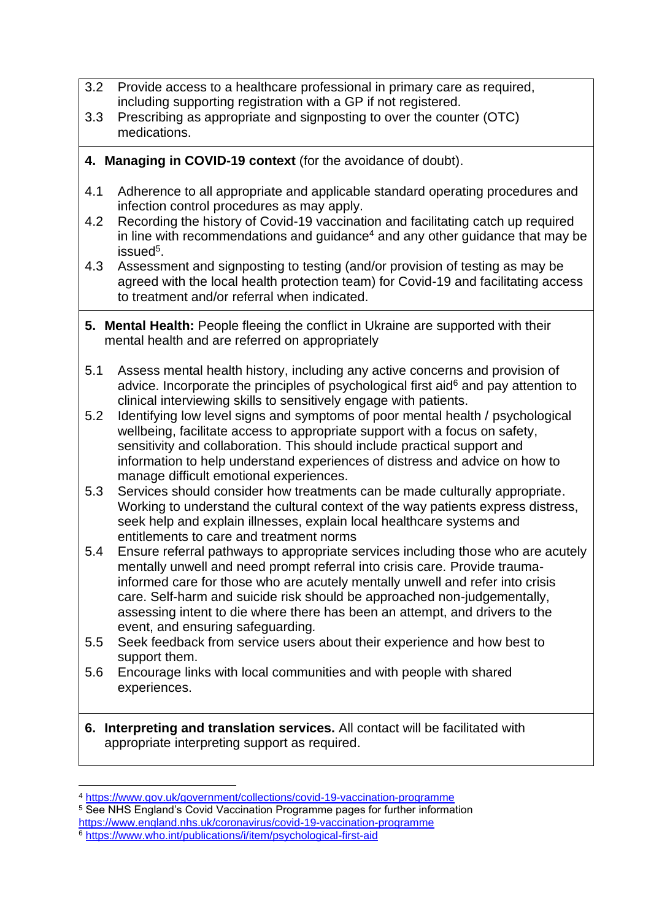3.2 Provide access to a healthcare professional in primary care as required, including supporting registration with a GP if not registered.

3.3 Prescribing as appropriate and signposting to over the counter (OTC) medications.

**4. Managing in COVID-19 context** (for the avoidance of doubt).

4.1 Adherence to all appropriate and applicable standard operating procedures and infection control procedures as may apply.

4.2 Recording the history of Covid-19 vaccination and facilitating catch up required in line with recommendations and guidance[4] and any other guidance that may be issued[5].

4.3 Assessment and signposting to testing (and/or provision of testing as may be agreed with the local health protection team) for Covid-19 and facilitating access to treatment and/or referral when indicated.

**5. Mental Health:** People fleeing the conflict in Ukraine are supported with their mental health and are referred on appropriately

5.1 Assess mental health history, including any active concerns and provision of advice. Incorporate the principles of psychological first aid[6] and pay attention to clinical interviewing skills to sensitively engage with patients.

5.2 Identifying low level signs and symptoms of poor mental health / psychological wellbeing, facilitate access to appropriate support with a focus on safety, sensitivity and collaboration. This should include practical support and information to help understand experiences of distress and advice on how to manage difficult emotional experiences.

5.3 Services should consider how treatments can be made culturally appropriate. Working to understand the cultural context of the way patients express distress, seek help and explain illnesses, explain local healthcare systems and entitlements to care and treatment norms

5.4 Ensure referral pathways to appropriate services including those who are acutely mentally unwell and need prompt referral into crisis care. Provide trauma-informed care for those who are acutely mentally unwell and refer into crisis care. Self-harm and suicide risk should be approached non-judgementally, assessing intent to die where there has been an attempt, and drivers to the event, and ensuring safeguarding.

5.5 Seek feedback from service users about their experience and how best to support them.

5.6 Encourage links with local communities and with people with shared experiences.

**6. Interpreting and translation services.** All contact will be facilitated with appropriate interpreting support as required.

---

[4] https://www.gov.uk/government/collections/covid-19-vaccination-programme

[5] See NHS England's Covid Vaccination Programme pages for further information https://www.england.nhs.uk/coronavirus/covid-19-vaccination-programme

[6] https://www.who.int/publications/i/item/psychological-first-aid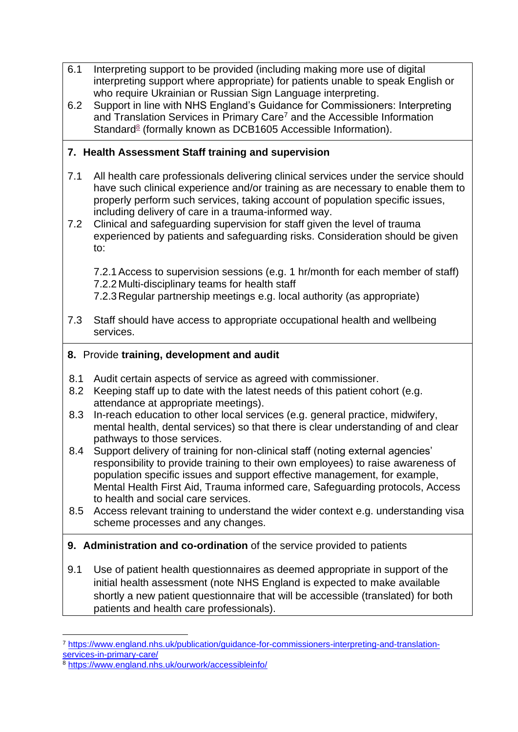6.1 Interpreting support to be provided (including making more use of digital interpreting support where appropriate) for patients unable to speak English or who require Ukrainian or Russian Sign Language interpreting.

6.2 Support in line with NHS England's Guidance for Commissioners: Interpreting and Translation Services in Primary Care[7] and the Accessible Information Standard[8] (formally known as DCB1605 Accessible Information).

**7. Health Assessment Staff training and supervision**

7.1 All health care professionals delivering clinical services under the service should have such clinical experience and/or training as are necessary to enable them to properly perform such services, taking account of population specific issues, including delivery of care in a trauma-informed way.

7.2 Clinical and safeguarding supervision for staff given the level of trauma experienced by patients and safeguarding risks. Consideration should be given to:

7.2.1 Access to supervision sessions (e.g. 1 hr/month for each member of staff)
7.2.2 Multi-disciplinary teams for health staff
7.2.3 Regular partnership meetings e.g. local authority (as appropriate)

7.3 Staff should have access to appropriate occupational health and wellbeing services.

**8.** Provide **training, development and audit**

8.1 Audit certain aspects of service as agreed with commissioner.

8.2 Keeping staff up to date with the latest needs of this patient cohort (e.g. attendance at appropriate meetings).

8.3 In-reach education to other local services (e.g. general practice, midwifery, mental health, dental services) so that there is clear understanding of and clear pathways to those services.

8.4 Support delivery of training for non-clinical staff (noting external agencies' responsibility to provide training to their own employees) to raise awareness of population specific issues and support effective management, for example, Mental Health First Aid, Trauma informed care, Safeguarding protocols, Access to health and social care services.

8.5 Access relevant training to understand the wider context e.g. understanding visa scheme processes and any changes.

**9. Administration and co-ordination** of the service provided to patients

9.1 Use of patient health questionnaires as deemed appropriate in support of the initial health assessment (note NHS England is expected to make available shortly a new patient questionnaire that will be accessible (translated) for both patients and health care professionals).

---

[7] https://www.england.nhs.uk/publication/guidance-for-commissioners-interpreting-and-translation-services-in-primary-care/

[8] https://www.england.nhs.uk/ourwork/accessibleinfo/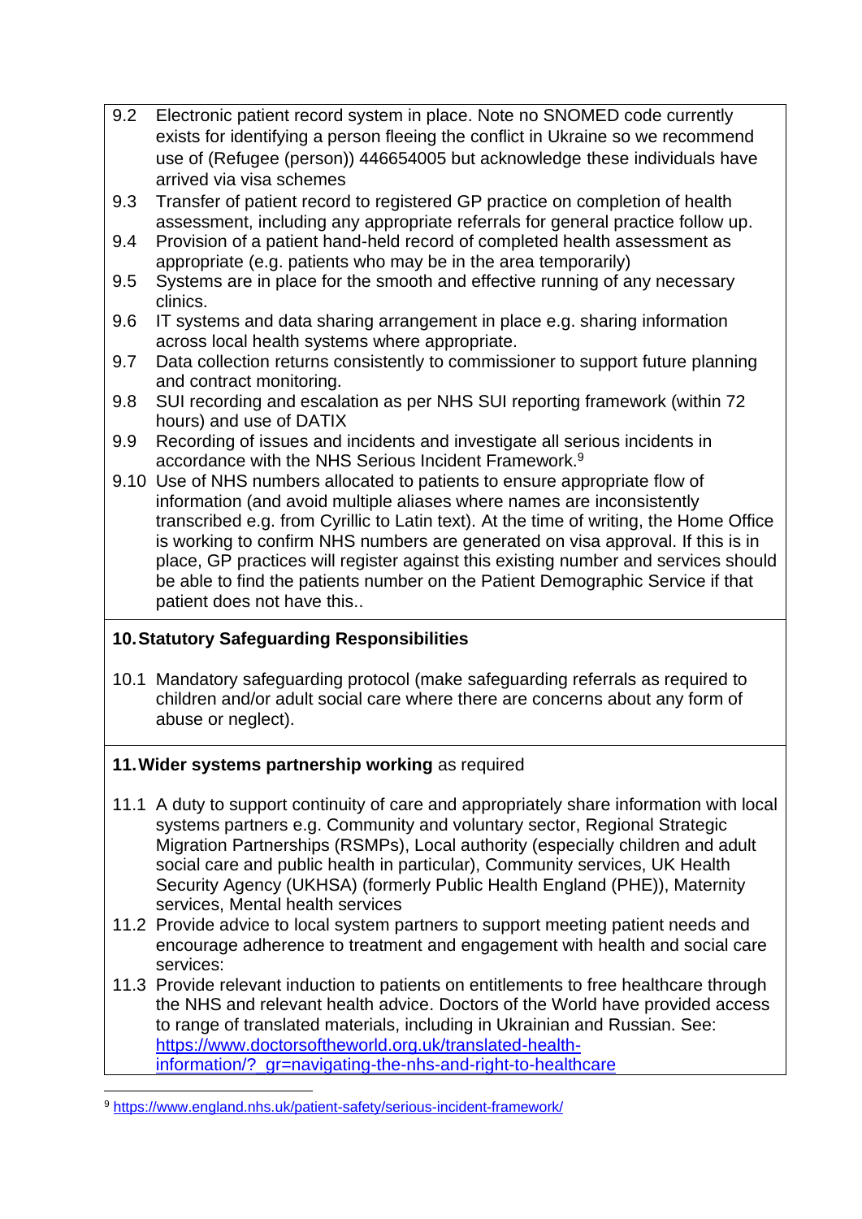9.2 Electronic patient record system in place. Note no SNOMED code currently exists for identifying a person fleeing the conflict in Ukraine so we recommend use of (Refugee (person)) 446654005 but acknowledge these individuals have arrived via visa schemes

9.3 Transfer of patient record to registered GP practice on completion of health assessment, including any appropriate referrals for general practice follow up.

9.4 Provision of a patient hand-held record of completed health assessment as appropriate (e.g. patients who may be in the area temporarily)

9.5 Systems are in place for the smooth and effective running of any necessary clinics.

9.6 IT systems and data sharing arrangement in place e.g. sharing information across local health systems where appropriate.

9.7 Data collection returns consistently to commissioner to support future planning and contract monitoring.

9.8 SUI recording and escalation as per NHS SUI reporting framework (within 72 hours) and use of DATIX

9.9 Recording of issues and incidents and investigate all serious incidents in accordance with the NHS Serious Incident Framework.[9]

9.10 Use of NHS numbers allocated to patients to ensure appropriate flow of information (and avoid multiple aliases where names are inconsistently transcribed e.g. from Cyrillic to Latin text). At the time of writing, the Home Office is working to confirm NHS numbers are generated on visa approval. If this is in place, GP practices will register against this existing number and services should be able to find the patients number on the Patient Demographic Service if that patient does not have this..

## 10. Statutory Safeguarding Responsibilities

10.1 Mandatory safeguarding protocol (make safeguarding referrals as required to children and/or adult social care where there are concerns about any form of abuse or neglect).

## 11. Wider systems partnership working as required

11.1 A duty to support continuity of care and appropriately share information with local systems partners e.g. Community and voluntary sector, Regional Strategic Migration Partnerships (RSMPs), Local authority (especially children and adult social care and public health in particular), Community services, UK Health Security Agency (UKHSA) (formerly Public Health England (PHE)), Maternity services, Mental health services

11.2 Provide advice to local system partners to support meeting patient needs and encourage adherence to treatment and engagement with health and social care services:

11.3 Provide relevant induction to patients on entitlements to free healthcare through the NHS and relevant health advice. Doctors of the World have provided access to range of translated materials, including in Ukrainian and Russian. See: https://www.doctorsoftheworld.org.uk/translated-health-information/?_gr=navigating-the-nhs-and-right-to-healthcare

---

[9] https://www.england.nhs.uk/patient-safety/serious-incident-framework/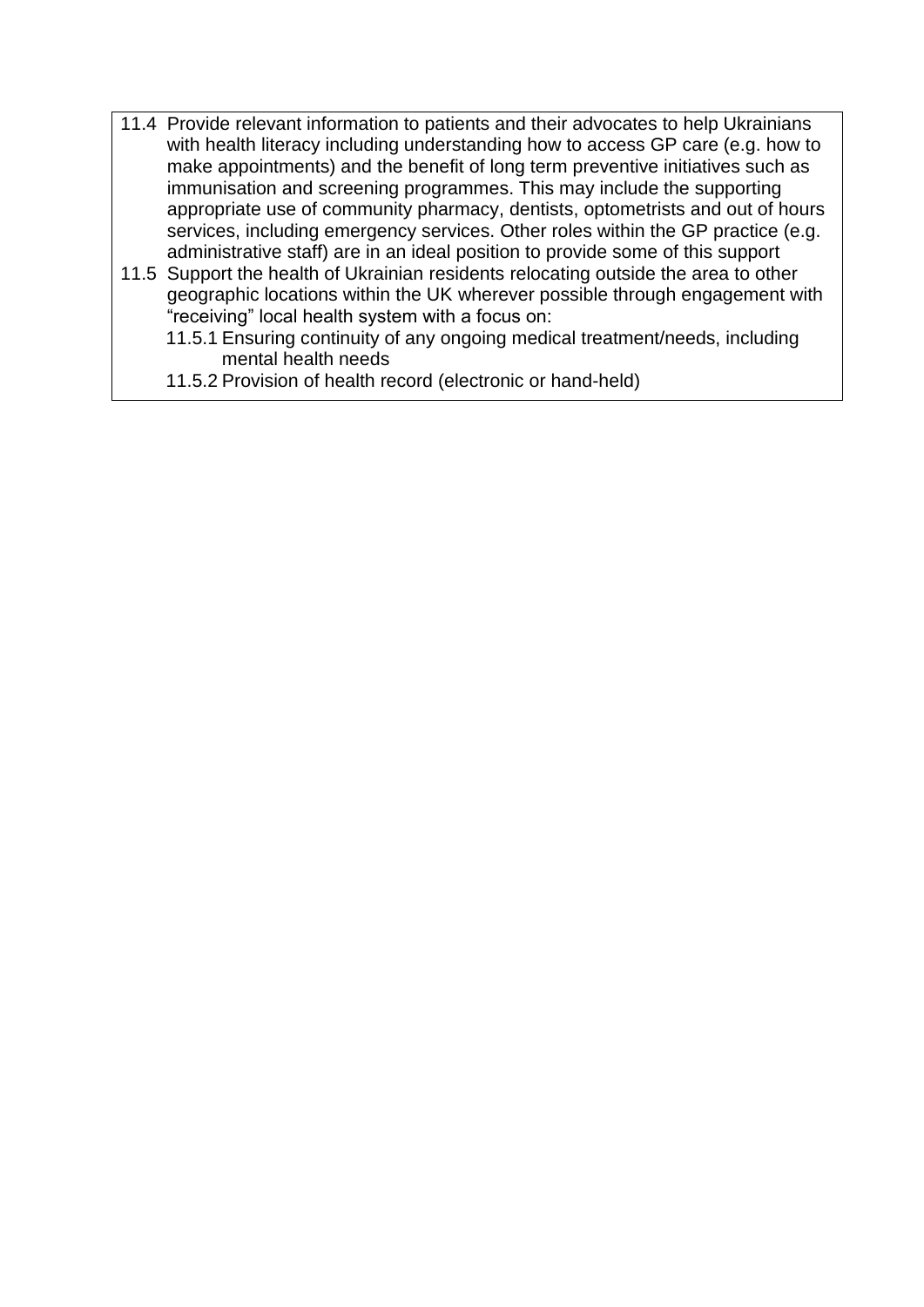11.4 Provide relevant information to patients and their advocates to help Ukrainians with health literacy including understanding how to access GP care (e.g. how to make appointments) and the benefit of long term preventive initiatives such as immunisation and screening programmes. This may include the supporting appropriate use of community pharmacy, dentists, optometrists and out of hours services, including emergency services. Other roles within the GP practice (e.g. administrative staff) are in an ideal position to provide some of this support

11.5 Support the health of Ukrainian residents relocating outside the area to other geographic locations within the UK wherever possible through engagement with "receiving" local health system with a focus on:

- 11.5.1 Ensuring continuity of any ongoing medical treatment/needs, including mental health needs
- 11.5.2 Provision of health record (electronic or hand-held)